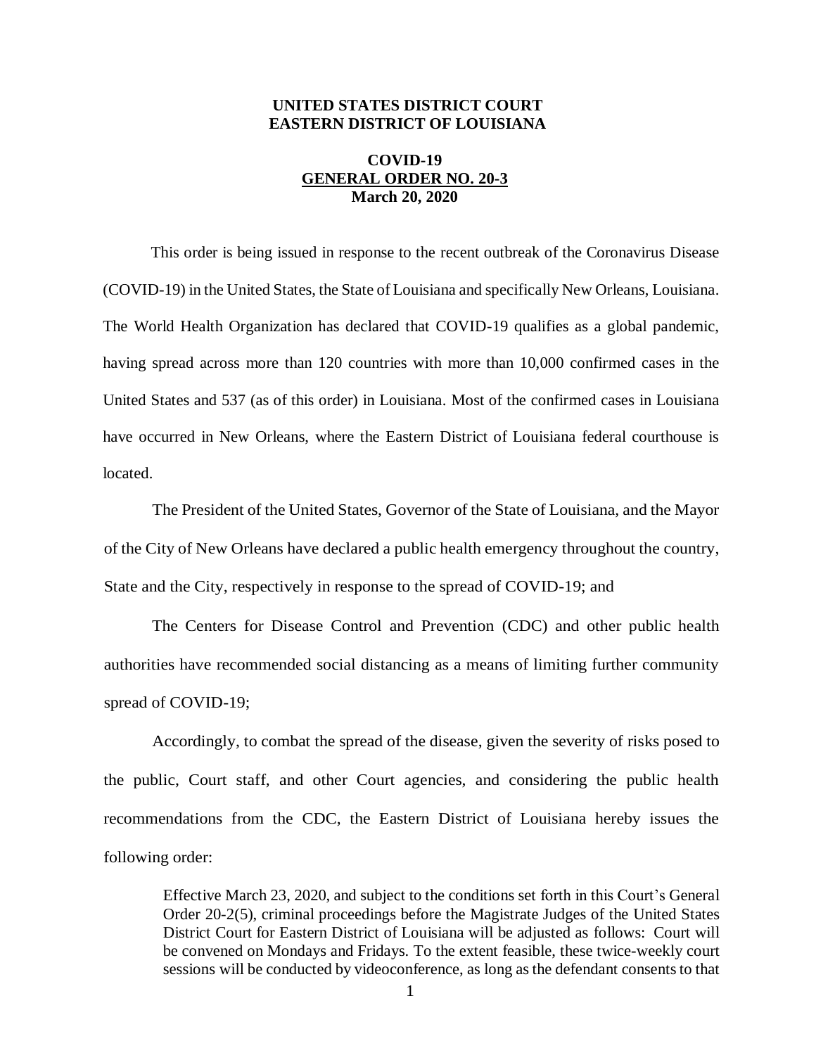**UNITED STATES DISTRICT COURT**
**EASTERN DISTRICT OF LOUISIANA**

**COVID-19**
**GENERAL ORDER NO. 20-3**
**March 20, 2020**

This order is being issued in response to the recent outbreak of the Coronavirus Disease (COVID-19) in the United States, the State of Louisiana and specifically New Orleans, Louisiana. The World Health Organization has declared that COVID-19 qualifies as a global pandemic, having spread across more than 120 countries with more than 10,000 confirmed cases in the United States and 537 (as of this order) in Louisiana. Most of the confirmed cases in Louisiana have occurred in New Orleans, where the Eastern District of Louisiana federal courthouse is located.

The President of the United States, Governor of the State of Louisiana, and the Mayor of the City of New Orleans have declared a public health emergency throughout the country, State and the City, respectively in response to the spread of COVID-19; and

The Centers for Disease Control and Prevention (CDC) and other public health authorities have recommended social distancing as a means of limiting further community spread of COVID-19;

Accordingly, to combat the spread of the disease, given the severity of risks posed to the public, Court staff, and other Court agencies, and considering the public health recommendations from the CDC, the Eastern District of Louisiana hereby issues the following order:

> Effective March 23, 2020, and subject to the conditions set forth in this Court's General Order 20-2(5), criminal proceedings before the Magistrate Judges of the United States District Court for Eastern District of Louisiana will be adjusted as follows: Court will be convened on Mondays and Fridays. To the extent feasible, these twice-weekly court sessions will be conducted by videoconference, as long as the defendant consents to that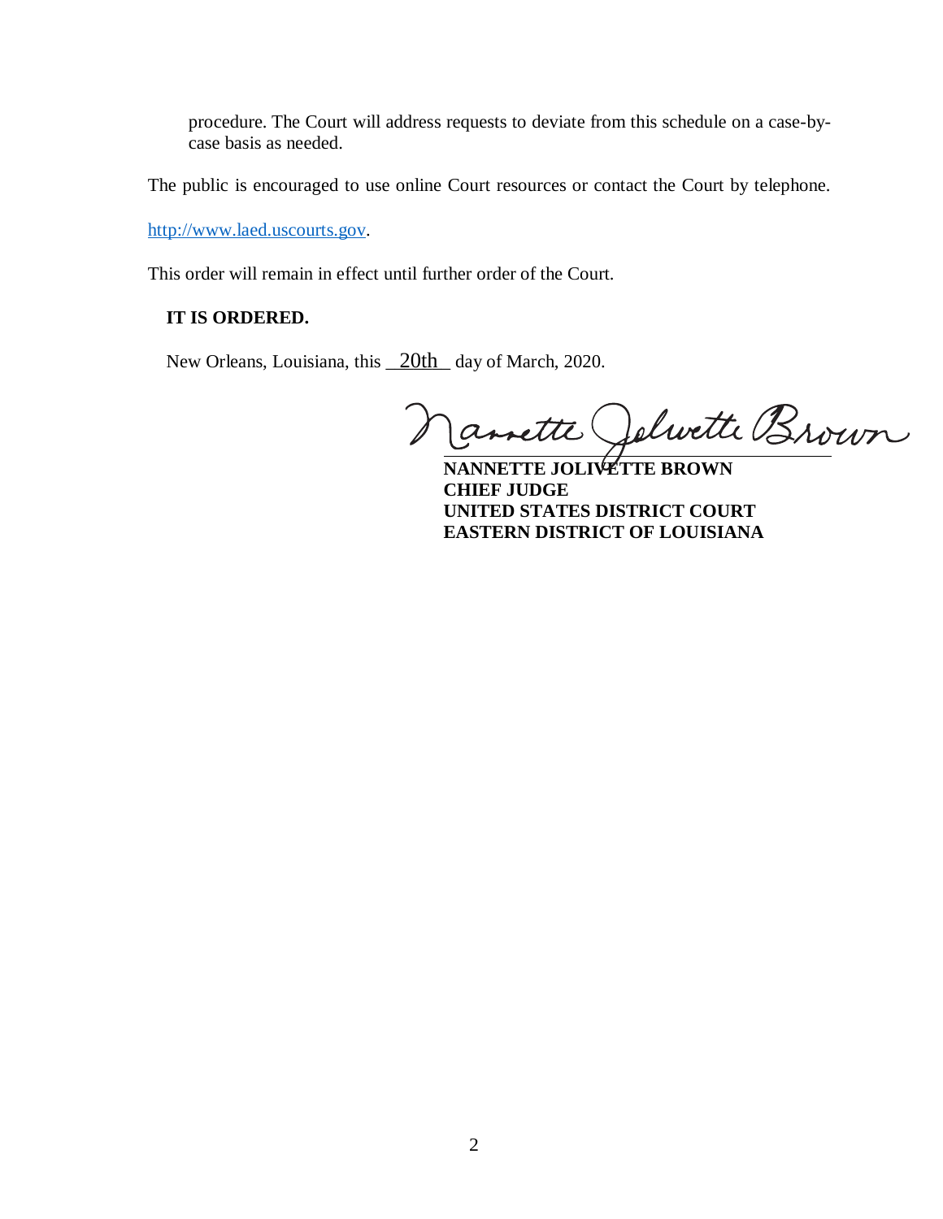procedure. The Court will address requests to deviate from this schedule on a case-by-case basis as needed.

The public is encouraged to use online Court resources or contact the Court by telephone.

http://www.laed.uscourts.gov.

This order will remain in effect until further order of the Court.

**IT IS ORDERED.**

New Orleans, Louisiana, this 20th day of March, 2020.

Nannette Jolivette Brown

**NANNETTE JOLIVETTE BROWN**
**CHIEF JUDGE**
**UNITED STATES DISTRICT COURT**
**EASTERN DISTRICT OF LOUISIANA**